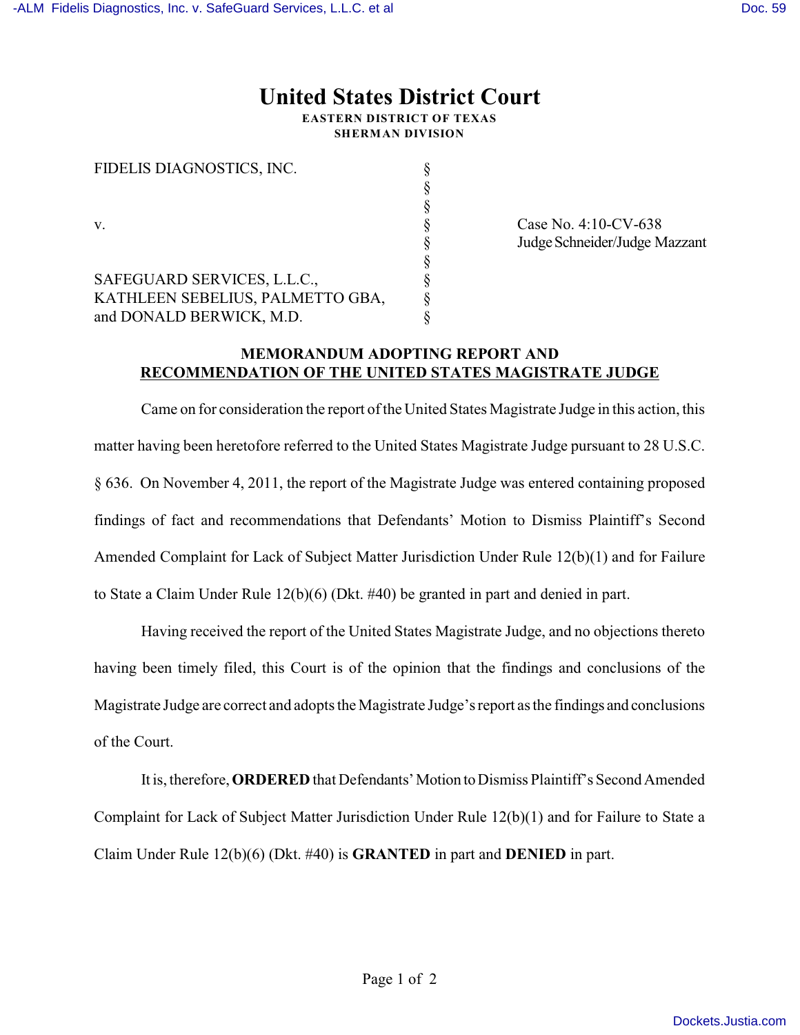# United States District Court

**EASTERN DISTRICT OF TEXAS**
**SHERMAN DIVISION**

| | | |
|---|---|---|
| FIDELIS DIAGNOSTICS, INC. | § | |
| | § | |
| | § | |
| v. | § | Case No. 4:10-CV-638 |
| | § | Judge Schneider/Judge Mazzant |
| | § | |
| SAFEGUARD SERVICES, L.L.C., | § | |
| KATHLEEN SEBELIUS, PALMETTO GBA, | § | |
| and DONALD BERWICK, M.D. | § | |

## MEMORANDUM ADOPTING REPORT AND RECOMMENDATION OF THE UNITED STATES MAGISTRATE JUDGE

Came on for consideration the report of the United States Magistrate Judge in this action, this matter having been heretofore referred to the United States Magistrate Judge pursuant to 28 U.S.C. § 636. On November 4, 2011, the report of the Magistrate Judge was entered containing proposed findings of fact and recommendations that Defendants' Motion to Dismiss Plaintiff's Second Amended Complaint for Lack of Subject Matter Jurisdiction Under Rule 12(b)(1) and for Failure to State a Claim Under Rule 12(b)(6) (Dkt. #40) be granted in part and denied in part.

Having received the report of the United States Magistrate Judge, and no objections thereto having been timely filed, this Court is of the opinion that the findings and conclusions of the Magistrate Judge are correct and adopts the Magistrate Judge's report as the findings and conclusions of the Court.

It is, therefore, **ORDERED** that Defendants' Motion to Dismiss Plaintiff's Second Amended Complaint for Lack of Subject Matter Jurisdiction Under Rule 12(b)(1) and for Failure to State a Claim Under Rule 12(b)(6) (Dkt. #40) is **GRANTED** in part and **DENIED** in part.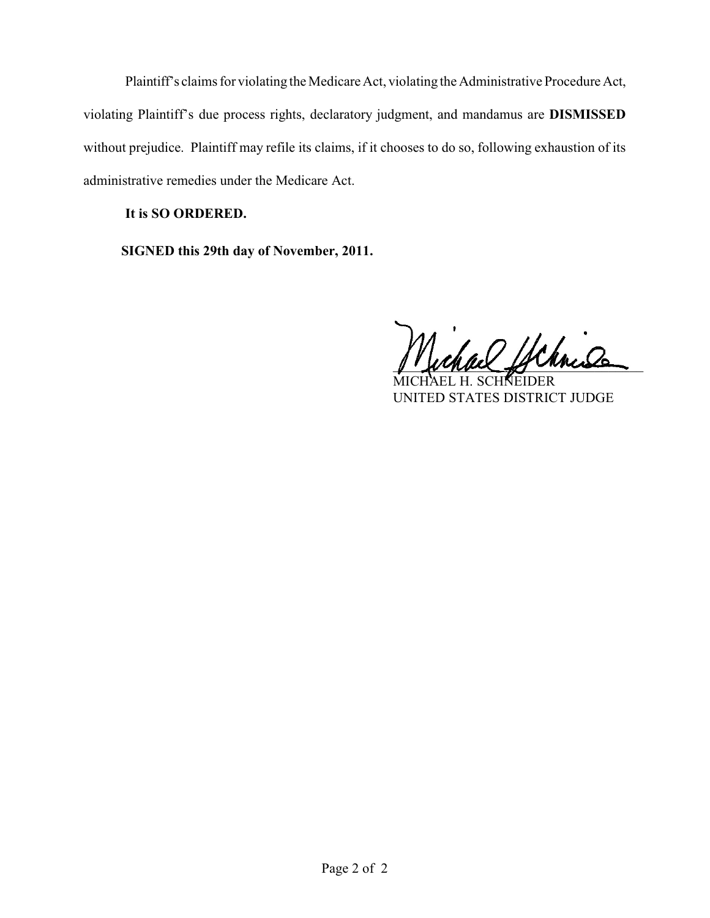Plaintiff's claims for violating the Medicare Act, violating the Administrative Procedure Act, violating Plaintiff's due process rights, declaratory judgment, and mandamus are **DISMISSED** without prejudice. Plaintiff may refile its claims, if it chooses to do so, following exhaustion of its administrative remedies under the Medicare Act.

**It is SO ORDERED.**

**SIGNED this 29th day of November, 2011.**

MICHAEL H. SCHNEIDER
UNITED STATES DISTRICT JUDGE